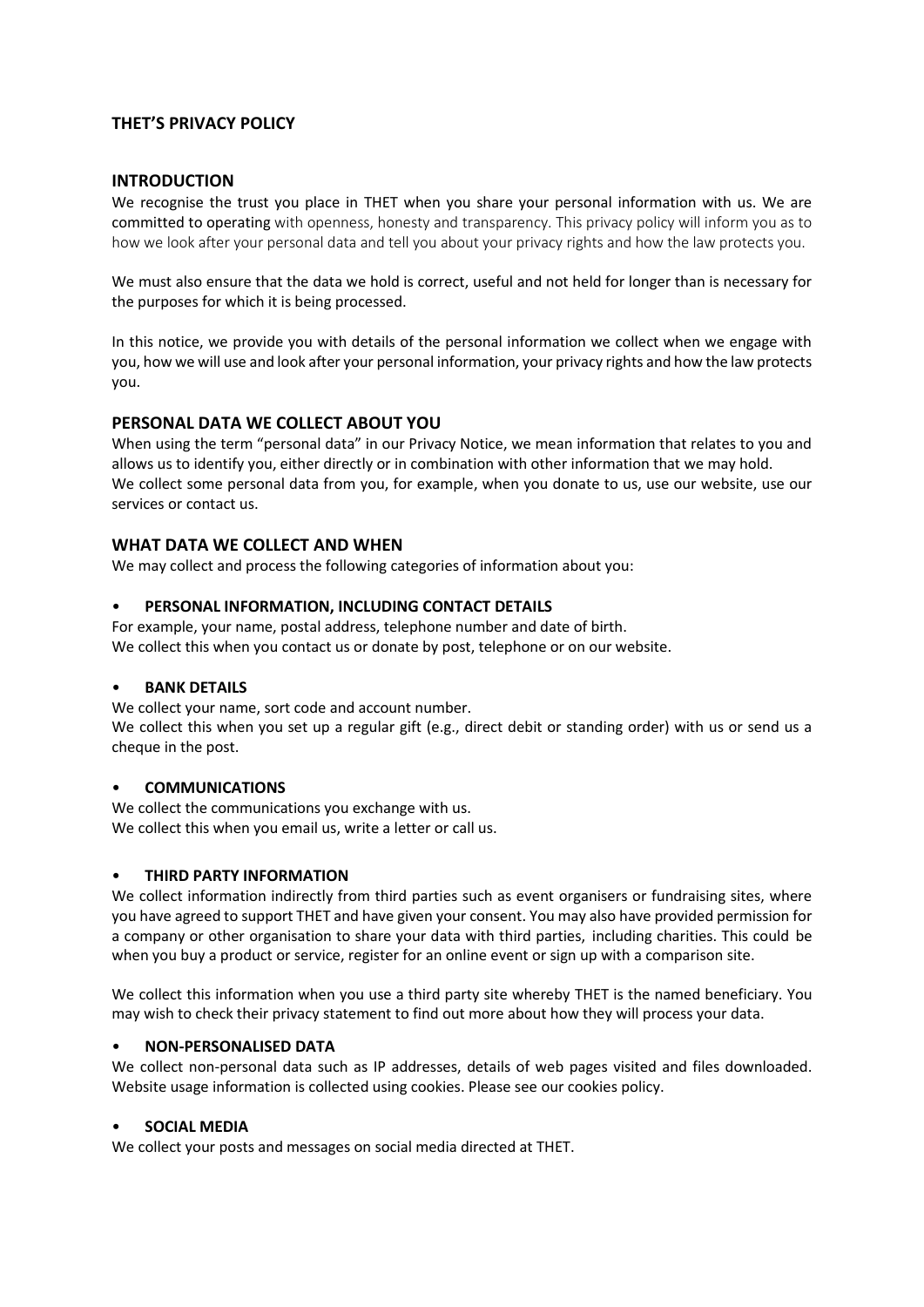# THET'S PRIVACY POLICY

## INTRODUCTION

We recognise the trust you place in THET when you share your personal information with us. We are committed to operating with openness, honesty and transparency. This privacy policy will inform you as to how we look after your personal data and tell you about your privacy rights and how the law protects you.

We must also ensure that the data we hold is correct, useful and not held for longer than is necessary for the purposes for which it is being processed.

In this notice, we provide you with details of the personal information we collect when we engage with you, how we will use and look after your personal information, your privacy rights and how the law protects you.

## PERSONAL DATA WE COLLECT ABOUT YOU

When using the term "personal data" in our Privacy Notice, we mean information that relates to you and allows us to identify you, either directly or in combination with other information that we may hold. We collect some personal data from you, for example, when you donate to us, use our website, use our services or contact us.

## WHAT DATA WE COLLECT AND WHEN

We may collect and process the following categories of information about you:

- **PERSONAL INFORMATION, INCLUDING CONTACT DETAILS**

For example, your name, postal address, telephone number and date of birth.
We collect this when you contact us or donate by post, telephone or on our website.

- **BANK DETAILS**

We collect your name, sort code and account number.
We collect this when you set up a regular gift (e.g., direct debit or standing order) with us or send us a cheque in the post.

- **COMMUNICATIONS**

We collect the communications you exchange with us.
We collect this when you email us, write a letter or call us.

- **THIRD PARTY INFORMATION**

We collect information indirectly from third parties such as event organisers or fundraising sites, where you have agreed to support THET and have given your consent. You may also have provided permission for a company or other organisation to share your data with third parties, including charities. This could be when you buy a product or service, register for an online event or sign up with a comparison site.

We collect this information when you use a third party site whereby THET is the named beneficiary. You may wish to check their privacy statement to find out more about how they will process your data.

- **NON-PERSONALISED DATA**

We collect non-personal data such as IP addresses, details of web pages visited and files downloaded. Website usage information is collected using cookies. Please see our cookies policy.

- **SOCIAL MEDIA**

We collect your posts and messages on social media directed at THET.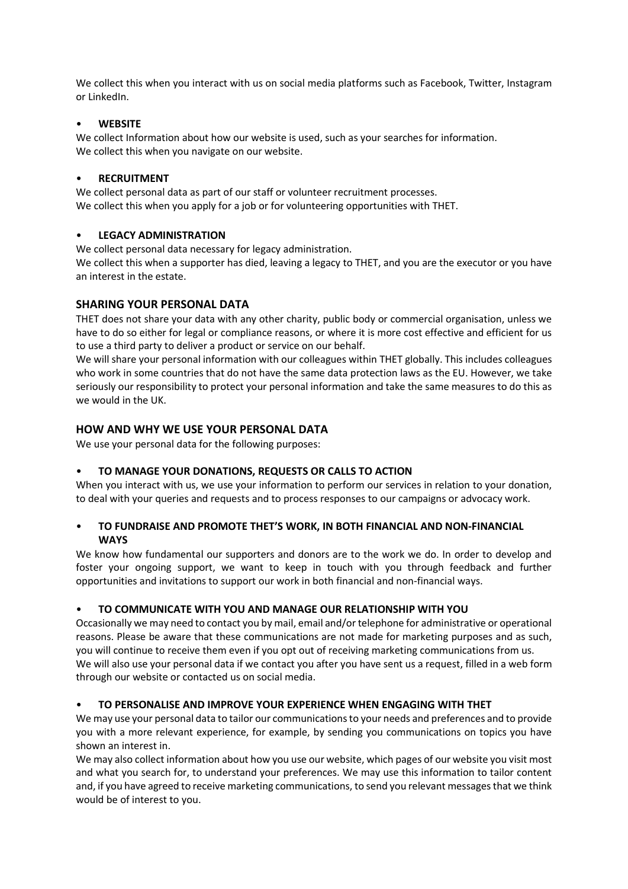We collect this when you interact with us on social media platforms such as Facebook, Twitter, Instagram or LinkedIn.

- **WEBSITE**

We collect Information about how our website is used, such as your searches for information.
We collect this when you navigate on our website.

- **RECRUITMENT**

We collect personal data as part of our staff or volunteer recruitment processes.
We collect this when you apply for a job or for volunteering opportunities with THET.

- **LEGACY ADMINISTRATION**

We collect personal data necessary for legacy administration.
We collect this when a supporter has died, leaving a legacy to THET, and you are the executor or you have an interest in the estate.

## SHARING YOUR PERSONAL DATA

THET does not share your data with any other charity, public body or commercial organisation, unless we have to do so either for legal or compliance reasons, or where it is more cost effective and efficient for us to use a third party to deliver a product or service on our behalf.

We will share your personal information with our colleagues within THET globally. This includes colleagues who work in some countries that do not have the same data protection laws as the EU. However, we take seriously our responsibility to protect your personal information and take the same measures to do this as we would in the UK.

## HOW AND WHY WE USE YOUR PERSONAL DATA

We use your personal data for the following purposes:

- **TO MANAGE YOUR DONATIONS, REQUESTS OR CALLS TO ACTION**

When you interact with us, we use your information to perform our services in relation to your donation, to deal with your queries and requests and to process responses to our campaigns or advocacy work.

- **TO FUNDRAISE AND PROMOTE THET'S WORK, IN BOTH FINANCIAL AND NON-FINANCIAL WAYS**

We know how fundamental our supporters and donors are to the work we do. In order to develop and foster your ongoing support, we want to keep in touch with you through feedback and further opportunities and invitations to support our work in both financial and non-financial ways.

- **TO COMMUNICATE WITH YOU AND MANAGE OUR RELATIONSHIP WITH YOU**

Occasionally we may need to contact you by mail, email and/or telephone for administrative or operational reasons. Please be aware that these communications are not made for marketing purposes and as such, you will continue to receive them even if you opt out of receiving marketing communications from us.
We will also use your personal data if we contact you after you have sent us a request, filled in a web form through our website or contacted us on social media.

- **TO PERSONALISE AND IMPROVE YOUR EXPERIENCE WHEN ENGAGING WITH THET**

We may use your personal data to tailor our communications to your needs and preferences and to provide you with a more relevant experience, for example, by sending you communications on topics you have shown an interest in.

We may also collect information about how you use our website, which pages of our website you visit most and what you search for, to understand your preferences. We may use this information to tailor content and, if you have agreed to receive marketing communications, to send you relevant messages that we think would be of interest to you.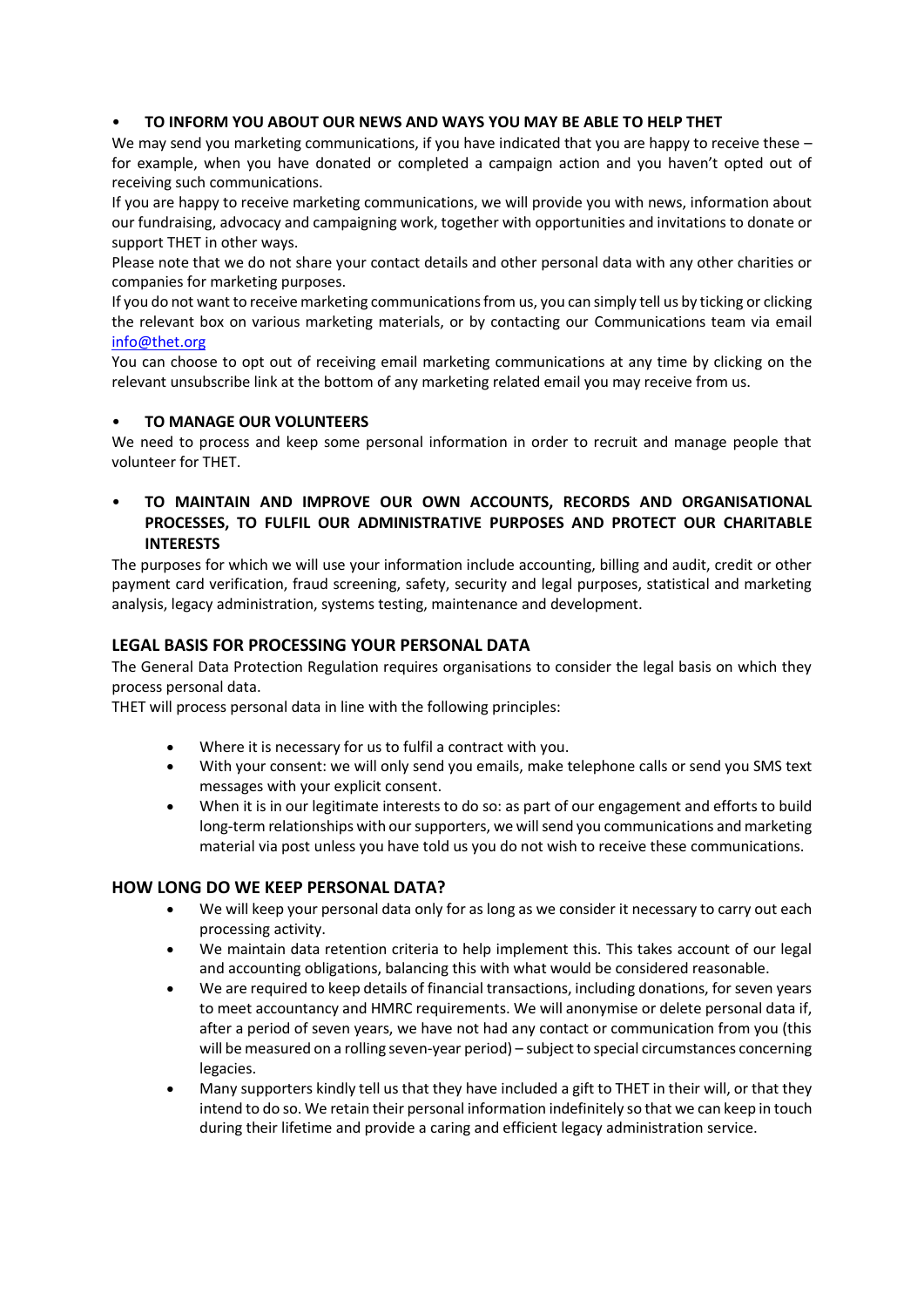- **TO INFORM YOU ABOUT OUR NEWS AND WAYS YOU MAY BE ABLE TO HELP THET**

We may send you marketing communications, if you have indicated that you are happy to receive these – for example, when you have donated or completed a campaign action and you haven't opted out of receiving such communications.

If you are happy to receive marketing communications, we will provide you with news, information about our fundraising, advocacy and campaigning work, together with opportunities and invitations to donate or support THET in other ways.

Please note that we do not share your contact details and other personal data with any other charities or companies for marketing purposes.

If you do not want to receive marketing communications from us, you can simply tell us by ticking or clicking the relevant box on various marketing materials, or by contacting our Communications team via email [info@thet.org](mailto:info@thet.org)

You can choose to opt out of receiving email marketing communications at any time by clicking on the relevant unsubscribe link at the bottom of any marketing related email you may receive from us.

- **TO MANAGE OUR VOLUNTEERS**

We need to process and keep some personal information in order to recruit and manage people that volunteer for THET.

- **TO MAINTAIN AND IMPROVE OUR OWN ACCOUNTS, RECORDS AND ORGANISATIONAL PROCESSES, TO FULFIL OUR ADMINISTRATIVE PURPOSES AND PROTECT OUR CHARITABLE INTERESTS**

The purposes for which we will use your information include accounting, billing and audit, credit or other payment card verification, fraud screening, safety, security and legal purposes, statistical and marketing analysis, legacy administration, systems testing, maintenance and development.

## LEGAL BASIS FOR PROCESSING YOUR PERSONAL DATA

The General Data Protection Regulation requires organisations to consider the legal basis on which they process personal data.

THET will process personal data in line with the following principles:

- Where it is necessary for us to fulfil a contract with you.
- With your consent: we will only send you emails, make telephone calls or send you SMS text messages with your explicit consent.
- When it is in our legitimate interests to do so: as part of our engagement and efforts to build long-term relationships with our supporters, we will send you communications and marketing material via post unless you have told us you do not wish to receive these communications.

## HOW LONG DO WE KEEP PERSONAL DATA?

- We will keep your personal data only for as long as we consider it necessary to carry out each processing activity.
- We maintain data retention criteria to help implement this. This takes account of our legal and accounting obligations, balancing this with what would be considered reasonable.
- We are required to keep details of financial transactions, including donations, for seven years to meet accountancy and HMRC requirements. We will anonymise or delete personal data if, after a period of seven years, we have not had any contact or communication from you (this will be measured on a rolling seven-year period) – subject to special circumstances concerning legacies.
- Many supporters kindly tell us that they have included a gift to THET in their will, or that they intend to do so. We retain their personal information indefinitely so that we can keep in touch during their lifetime and provide a caring and efficient legacy administration service.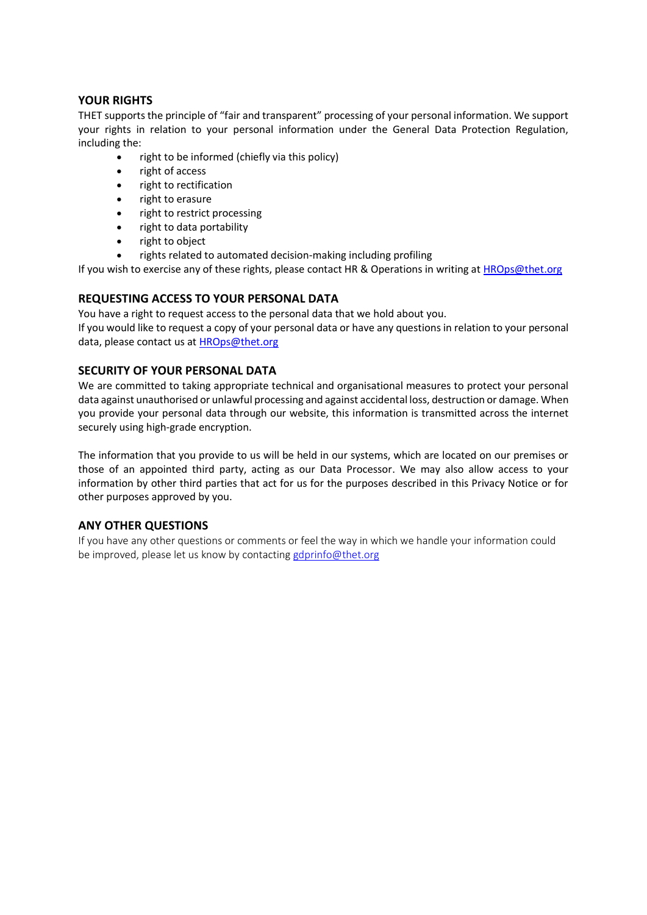## YOUR RIGHTS

THET supports the principle of "fair and transparent" processing of your personal information. We support your rights in relation to your personal information under the General Data Protection Regulation, including the:

- right to be informed (chiefly via this policy)
- right of access
- right to rectification
- right to erasure
- right to restrict processing
- right to data portability
- right to object
- rights related to automated decision-making including profiling

If you wish to exercise any of these rights, please contact HR & Operations in writing at HROps@thet.org

## REQUESTING ACCESS TO YOUR PERSONAL DATA

You have a right to request access to the personal data that we hold about you.
If you would like to request a copy of your personal data or have any questions in relation to your personal data, please contact us at HROps@thet.org

## SECURITY OF YOUR PERSONAL DATA

We are committed to taking appropriate technical and organisational measures to protect your personal data against unauthorised or unlawful processing and against accidental loss, destruction or damage. When you provide your personal data through our website, this information is transmitted across the internet securely using high-grade encryption.

The information that you provide to us will be held in our systems, which are located on our premises or those of an appointed third party, acting as our Data Processor. We may also allow access to your information by other third parties that act for us for the purposes described in this Privacy Notice or for other purposes approved by you.

## ANY OTHER QUESTIONS

If you have any other questions or comments or feel the way in which we handle your information could be improved, please let us know by contacting gdprinfo@thet.org